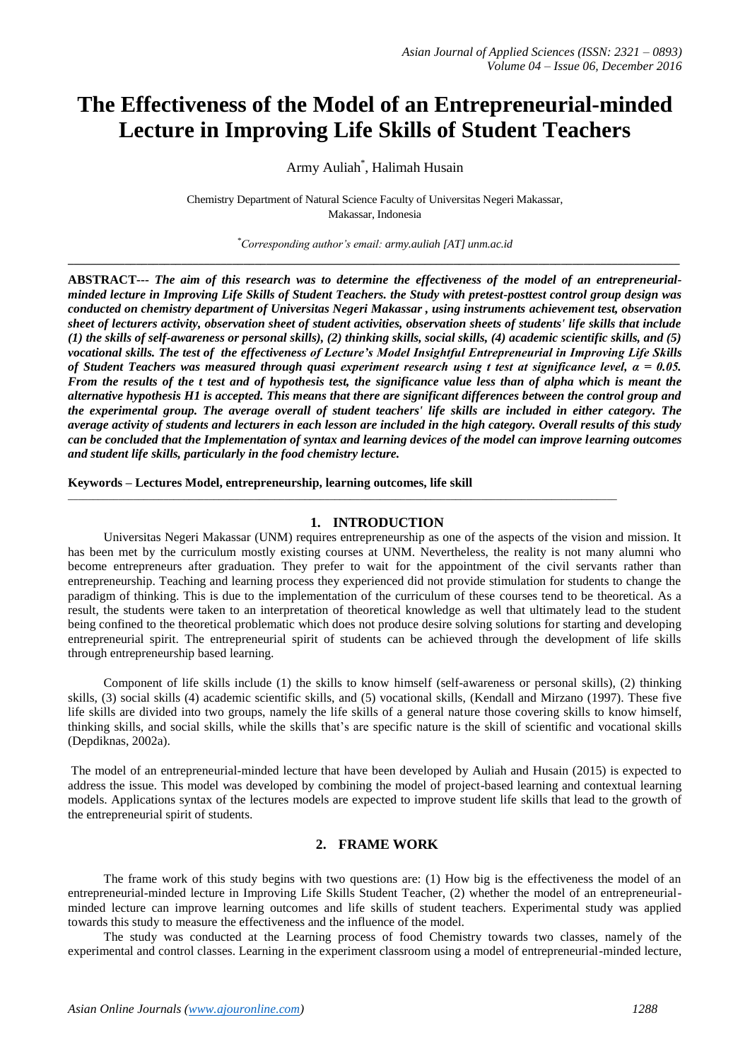# The Effectiveness of the Model of an Entrepreneurial-minded Lecture in Improving Life Skills of Student Teachers

Army Auliah*, Halimah Husain

Chemistry Department of Natural Science Faculty of Universitas Negeri Makassar, Makassar, Indonesia

*Corresponding author's email: army.auliah [AT] unm.ac.id

---

**ABSTRACT---** ***The aim of this research was to determine the effectiveness of the model of an entrepreneurial-minded lecture in Improving Life Skills of Student Teachers. the Study with pretest-posttest control group design was conducted on chemistry department of Universitas Negeri Makassar , using instruments achievement test, observation sheet of lecturers activity, observation sheet of student activities, observation sheets of students' life skills that include (1) the skills of self-awareness or personal skills), (2) thinking skills, social skills, (4) academic scientific skills, and (5) vocational skills. The test of the effectiveness of Lecture's Model Insightful Entrepreneurial in Improving Life Skills of Student Teachers was measured through quasi experiment research using t test at significance level, $\alpha = 0.05$. From the results of the t test and of hypothesis test, the significance value less than of alpha which is meant the alternative hypothesis H1 is accepted. This means that there are significant differences between the control group and the experimental group. The average overall of student teachers' life skills are included in either category. The average activity of students and lecturers in each lesson are included in the high category. Overall results of this study can be concluded that the Implementation of syntax and learning devices of the model can improve learning outcomes and student life skills, particularly in the food chemistry lecture.***

**Keywords – Lectures Model, entrepreneurship, learning outcomes, life skill**

---

## 1. INTRODUCTION

Universitas Negeri Makassar (UNM) requires entrepreneurship as one of the aspects of the vision and mission. It has been met by the curriculum mostly existing courses at UNM. Nevertheless, the reality is not many alumni who become entrepreneurs after graduation. They prefer to wait for the appointment of the civil servants rather than entrepreneurship. Teaching and learning process they experienced did not provide stimulation for students to change the paradigm of thinking. This is due to the implementation of the curriculum of these courses tend to be theoretical. As a result, the students were taken to an interpretation of theoretical knowledge as well that ultimately lead to the student being confined to the theoretical problematic which does not produce desire solving solutions for starting and developing entrepreneurial spirit. The entrepreneurial spirit of students can be achieved through the development of life skills through entrepreneurship based learning.

Component of life skills include (1) the skills to know himself (self-awareness or personal skills), (2) thinking skills, (3) social skills (4) academic scientific skills, and (5) vocational skills, (Kendall and Mirzano (1997). These five life skills are divided into two groups, namely the life skills of a general nature those covering skills to know himself, thinking skills, and social skills, while the skills that's are specific nature is the skill of scientific and vocational skills (Depdiknas, 2002a).

The model of an entrepreneurial-minded lecture that have been developed by Auliah and Husain (2015) is expected to address the issue. This model was developed by combining the model of project-based learning and contextual learning models. Applications syntax of the lectures models are expected to improve student life skills that lead to the growth of the entrepreneurial spirit of students.

## 2. FRAME WORK

The frame work of this study begins with two questions are: (1) How big is the effectiveness the model of an entrepreneurial-minded lecture in Improving Life Skills Student Teacher, (2) whether the model of an entrepreneurial-minded lecture can improve learning outcomes and life skills of student teachers. Experimental study was applied towards this study to measure the effectiveness and the influence of the model.

The study was conducted at the Learning process of food Chemistry towards two classes, namely of the experimental and control classes. Learning in the experiment classroom using a model of entrepreneurial-minded lecture,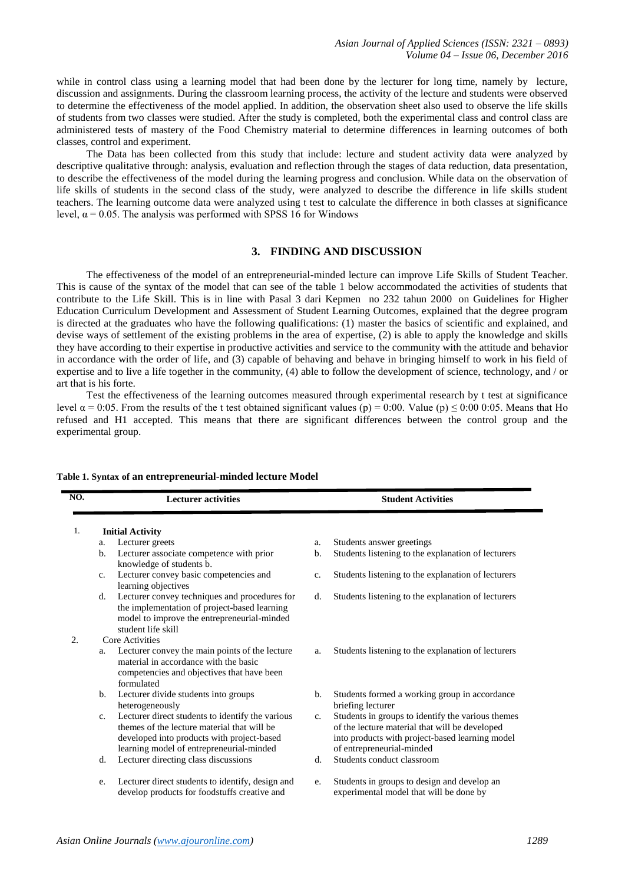while in control class using a learning model that had been done by the lecturer for long time, namely by lecture, discussion and assignments. During the classroom learning process, the activity of the lecture and students were observed to determine the effectiveness of the model applied. In addition, the observation sheet also used to observe the life skills of students from two classes were studied. After the study is completed, both the experimental class and control class are administered tests of mastery of the Food Chemistry material to determine differences in learning outcomes of both classes, control and experiment.

The Data has been collected from this study that include: lecture and student activity data were analyzed by descriptive qualitative through: analysis, evaluation and reflection through the stages of data reduction, data presentation, to describe the effectiveness of the model during the learning progress and conclusion. While data on the observation of life skills of students in the second class of the study, were analyzed to describe the difference in life skills student teachers. The learning outcome data were analyzed using t test to calculate the difference in both classes at significance level, $\alpha = 0.05$. The analysis was performed with SPSS 16 for Windows

## 3. FINDING AND DISCUSSION

The effectiveness of the model of an entrepreneurial-minded lecture can improve Life Skills of Student Teacher. This is cause of the syntax of the model that can see of the table 1 below accommodated the activities of students that contribute to the Life Skill. This is in line with Pasal 3 dari Kepmen no 232 tahun 2000 on Guidelines for Higher Education Curriculum Development and Assessment of Student Learning Outcomes, explained that the degree program is directed at the graduates who have the following qualifications: (1) master the basics of scientific and explained, and devise ways of settlement of the existing problems in the area of expertise, (2) is able to apply the knowledge and skills they have according to their expertise in productive activities and service to the community with the attitude and behavior in accordance with the order of life, and (3) capable of behaving and behave in bringing himself to work in his field of expertise and to live a life together in the community, (4) able to follow the development of science, technology, and / or art that is his forte.

Test the effectiveness of the learning outcomes measured through experimental research by t test at significance level $\alpha = 0:05$. From the results of the t test obtained significant values (p) = 0:00. Value (p) $\leq$ 0:00 0:05. Means that Ho refused and H1 accepted. This means that there are significant differences between the control group and the experimental group.

**Table 1. Syntax of an entrepreneurial-minded lecture Model**

| NO. | Lecturer activities | Student Activities |
|---|---|---|
| 1. | **Initial Activity** | |
| | a. Lecturer greets | a. Students answer greetings |
| | b. Lecturer associate competence with prior knowledge of students b. | b. Students listening to the explanation of lecturers |
| | c. Lecturer convey basic competencies and learning objectives | c. Students listening to the explanation of lecturers |
| | d. Lecturer convey techniques and procedures for the implementation of project-based learning model to improve the entrepreneurial-minded student life skill | d. Students listening to the explanation of lecturers |
| 2. | Core Activities | |
| | a. Lecturer convey the main points of the lecture material in accordance with the basic competencies and objectives that have been formulated | a. Students listening to the explanation of lecturers |
| | b. Lecturer divide students into groups heterogeneously | b. Students formed a working group in accordance briefing lecturer |
| | c. Lecturer direct students to identify the various themes of the lecture material that will be developed into products with project-based learning model of entrepreneurial-minded | c. Students in groups to identify the various themes of the lecture material that will be developed into products with project-based learning model of entrepreneurial-minded |
| | d. Lecturer directing class discussions | d. Students conduct classroom |
| | e. Lecturer direct students to identify, design and develop products for foodstuffs creative and | e. Students in groups to design and develop an experimental model that will be done by |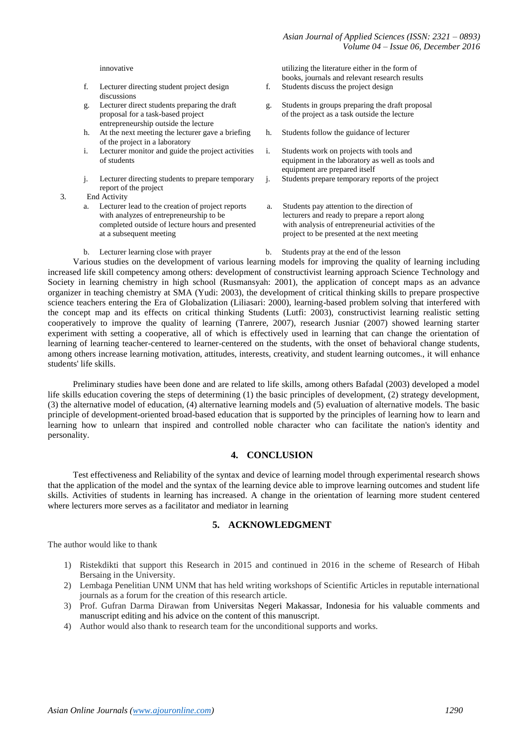| | Lecturer | Students |
|---|---|---|
| | innovative | utilizing the literature either in the form of books, journals and relevant research results |
| | f. Lecturer directing student project design discussions | f. Students discuss the project design |
| | g. Lecturer direct students preparing the draft proposal for a task-based project entrepreneurship outside the lecture | g. Students in groups preparing the draft proposal of the project as a task outside the lecture |
| | h. At the next meeting the lecturer gave a briefing of the project in a laboratory | h. Students follow the guidance of lecturer |
| | i. Lecturer monitor and guide the project activities of students | i. Students work on projects with tools and equipment in the laboratory as well as tools and equipment are prepared itself |
| | j. Lecturer directing students to prepare temporary report of the project | j. Students prepare temporary reports of the project |
| 3. | End Activity | |
| | a. Lecturer lead to the creation of project reports with analyzes of entrepreneurship to be completed outside of lecture hours and presented at a subsequent meeting | a. Students pay attention to the direction of lecturers and ready to prepare a report along with analysis of entrepreneurial activities of the project to be presented at the next meeting |
| | b. Lecturer learning close with prayer | b. Students pray at the end of the lesson |

Various studies on the development of various learning models for improving the quality of learning including increased life skill competency among others: development of constructivist learning approach Science Technology and Society in learning chemistry in high school (Rusmansyah: 2001), the application of concept maps as an advance organizer in teaching chemistry at SMA (Yudi: 2003), the development of critical thinking skills to prepare prospective science teachers entering the Era of Globalization (Liliasari: 2000), learning-based problem solving that interfered with the concept map and its effects on critical thinking Students (Lutfi: 2003), constructivist learning realistic setting cooperatively to improve the quality of learning (Tanrere, 2007), research Jusniar (2007) showed learning starter experiment with setting a cooperative, all of which is effectively used in learning that can change the orientation of learning of learning teacher-centered to learner-centered on the students, with the onset of behavioral change students, among others increase learning motivation, attitudes, interests, creativity, and student learning outcomes., it will enhance students' life skills.

Preliminary studies have been done and are related to life skills, among others Bafadal (2003) developed a model life skills education covering the steps of determining (1) the basic principles of development, (2) strategy development, (3) the alternative model of education, (4) alternative learning models and (5) evaluation of alternative models. The basic principle of development-oriented broad-based education that is supported by the principles of learning how to learn and learning how to unlearn that inspired and controlled noble character who can facilitate the nation's identity and personality.

## 4. CONCLUSION

Test effectiveness and Reliability of the syntax and device of learning model through experimental research shows that the application of the model and the syntax of the learning device able to improve learning outcomes and student life skills. Activities of students in learning has increased. A change in the orientation of learning more student centered where lecturers more serves as a facilitator and mediator in learning

## 5. ACKNOWLEDGMENT

The author would like to thank

1) Ristekdikti that support this Research in 2015 and continued in 2016 in the scheme of Research of Hibah Bersaing in the University.
2) Lembaga Penelitian UNM UNM that has held writing workshops of Scientific Articles in reputable international journals as a forum for the creation of this research article.
3) Prof. Gufran Darma Dirawan from Universitas Negeri Makassar, Indonesia for his valuable comments and manuscript editing and his advice on the content of this manuscript.
4) Author would also thank to research team for the unconditional supports and works.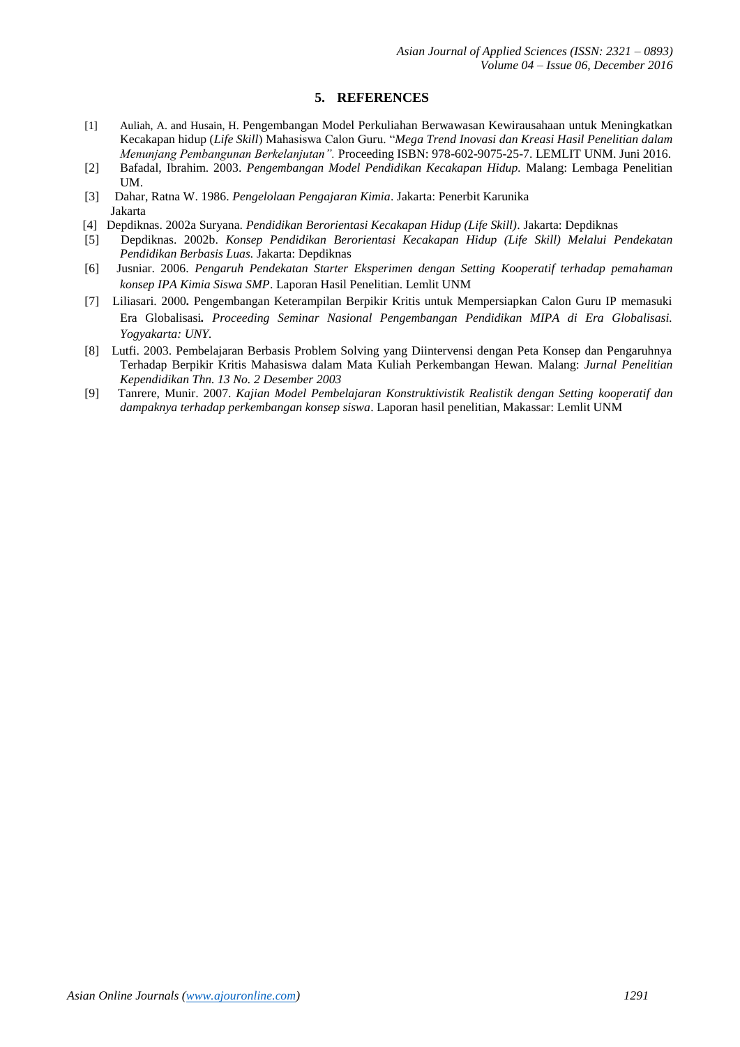## 5. REFERENCES

[1] Auliah, A. and Husain, H. Pengembangan Model Perkuliahan Berwawasan Kewirausahaan untuk Meningkatkan Kecakapan hidup (*Life Skill*) Mahasiswa Calon Guru. "*Mega Trend Inovasi dan Kreasi Hasil Penelitian dalam Menunjang Pembangunan Berkelanjutan".* Proceeding ISBN: 978-602-9075-25-7. LEMLIT UNM. Juni 2016.

[2] Bafadal, Ibrahim. 2003. *Pengembangan Model Pendidikan Kecakapan Hidup.* Malang: Lembaga Penelitian UM.

[3] Dahar, Ratna W. 1986. *Pengelolaan Pengajaran Kimia*. Jakarta: Penerbit Karunika Jakarta

[4] Depdiknas. 2002a Suryana. *Pendidikan Berorientasi Kecakapan Hidup (Life Skill)*. Jakarta: Depdiknas

[5] Depdiknas. 2002b. *Konsep Pendidikan Berorientasi Kecakapan Hidup (Life Skill) Melalui Pendekatan Pendidikan Berbasis Luas.* Jakarta: Depdiknas

[6] Jusniar. 2006. *Pengaruh Pendekatan Starter Eksperimen dengan Setting Kooperatif terhadap pemahaman konsep IPA Kimia Siswa SMP*. Laporan Hasil Penelitian. Lemlit UNM

[7] Liliasari. 2000**.** Pengembangan Keterampilan Berpikir Kritis untuk Mempersiapkan Calon Guru IP memasuki Era Globalisasi**.** *Proceeding Seminar Nasional Pengembangan Pendidikan MIPA di Era Globalisasi. Yogyakarta: UNY.*

[8] Lutfi. 2003. Pembelajaran Berbasis Problem Solving yang Diintervensi dengan Peta Konsep dan Pengaruhnya Terhadap Berpikir Kritis Mahasiswa dalam Mata Kuliah Perkembangan Hewan. Malang: *Jurnal Penelitian Kependidikan Thn. 13 No. 2 Desember 2003*

[9] Tanrere, Munir. 2007. *Kajian Model Pembelajaran Konstruktivistik Realistik dengan Setting kooperatif dan dampaknya terhadap perkembangan konsep siswa*. Laporan hasil penelitian, Makassar: Lemlit UNM